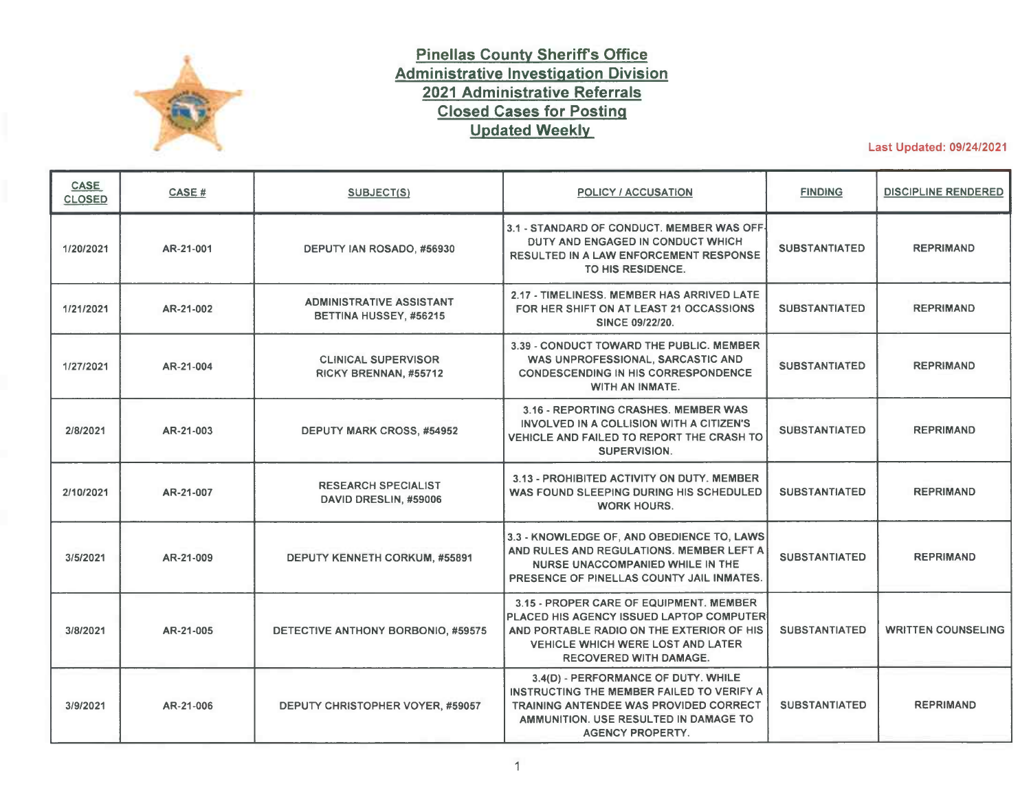# Pinellas County Sheriff's Office
## Administrative Investigation Division
## 2021 Administrative Referrals
## Closed Cases for Posting
## Updated Weekly

Last Updated: 09/24/2021

| CASE CLOSED | CASE # | SUBJECT(S) | POLICY / ACCUSATION | FINDING | DISCIPLINE RENDERED |
|---|---|---|---|---|---|
| 1/20/2021 | AR-21-001 | DEPUTY IAN ROSADO, #56930 | 3.1 - STANDARD OF CONDUCT. MEMBER WAS OFF-DUTY AND ENGAGED IN CONDUCT WHICH RESULTED IN A LAW ENFORCEMENT RESPONSE TO HIS RESIDENCE. | SUBSTANTIATED | REPRIMAND |
| 1/21/2021 | AR-21-002 | ADMINISTRATIVE ASSISTANT BETTINA HUSSEY, #56215 | 2.17 - TIMELINESS. MEMBER HAS ARRIVED LATE FOR HER SHIFT ON AT LEAST 21 OCCASSIONS SINCE 09/22/20. | SUBSTANTIATED | REPRIMAND |
| 1/27/2021 | AR-21-004 | CLINICAL SUPERVISOR RICKY BRENNAN, #55712 | 3.39 - CONDUCT TOWARD THE PUBLIC. MEMBER WAS UNPROFESSIONAL, SARCASTIC AND CONDESCENDING IN HIS CORRESPONDENCE WITH AN INMATE. | SUBSTANTIATED | REPRIMAND |
| 2/8/2021 | AR-21-003 | DEPUTY MARK CROSS, #54952 | 3.16 - REPORTING CRASHES. MEMBER WAS INVOLVED IN A COLLISION WITH A CITIZEN'S VEHICLE AND FAILED TO REPORT THE CRASH TO SUPERVISION. | SUBSTANTIATED | REPRIMAND |
| 2/10/2021 | AR-21-007 | RESEARCH SPECIALIST DAVID DRESLIN, #59006 | 3.13 - PROHIBITED ACTIVITY ON DUTY. MEMBER WAS FOUND SLEEPING DURING HIS SCHEDULED WORK HOURS. | SUBSTANTIATED | REPRIMAND |
| 3/5/2021 | AR-21-009 | DEPUTY KENNETH CORKUM, #55891 | 3.3 - KNOWLEDGE OF, AND OBEDIENCE TO, LAWS AND RULES AND REGULATIONS. MEMBER LEFT A NURSE UNACCOMPANIED WHILE IN THE PRESENCE OF PINELLAS COUNTY JAIL INMATES. | SUBSTANTIATED | REPRIMAND |
| 3/8/2021 | AR-21-005 | DETECTIVE ANTHONY BORBONIO, #59575 | 3.15 - PROPER CARE OF EQUIPMENT. MEMBER PLACED HIS AGENCY ISSUED LAPTOP COMPUTER AND PORTABLE RADIO ON THE EXTERIOR OF HIS VEHICLE WHICH WERE LOST AND LATER RECOVERED WITH DAMAGE. | SUBSTANTIATED | WRITTEN COUNSELING |
| 3/9/2021 | AR-21-006 | DEPUTY CHRISTOPHER VOYER, #59057 | 3.4(D) - PERFORMANCE OF DUTY. WHILE INSTRUCTING THE MEMBER FAILED TO VERIFY A TRAINING ANTENDEE WAS PROVIDED CORRECT AMMUNITION. USE RESULTED IN DAMAGE TO AGENCY PROPERTY. | SUBSTANTIATED | REPRIMAND |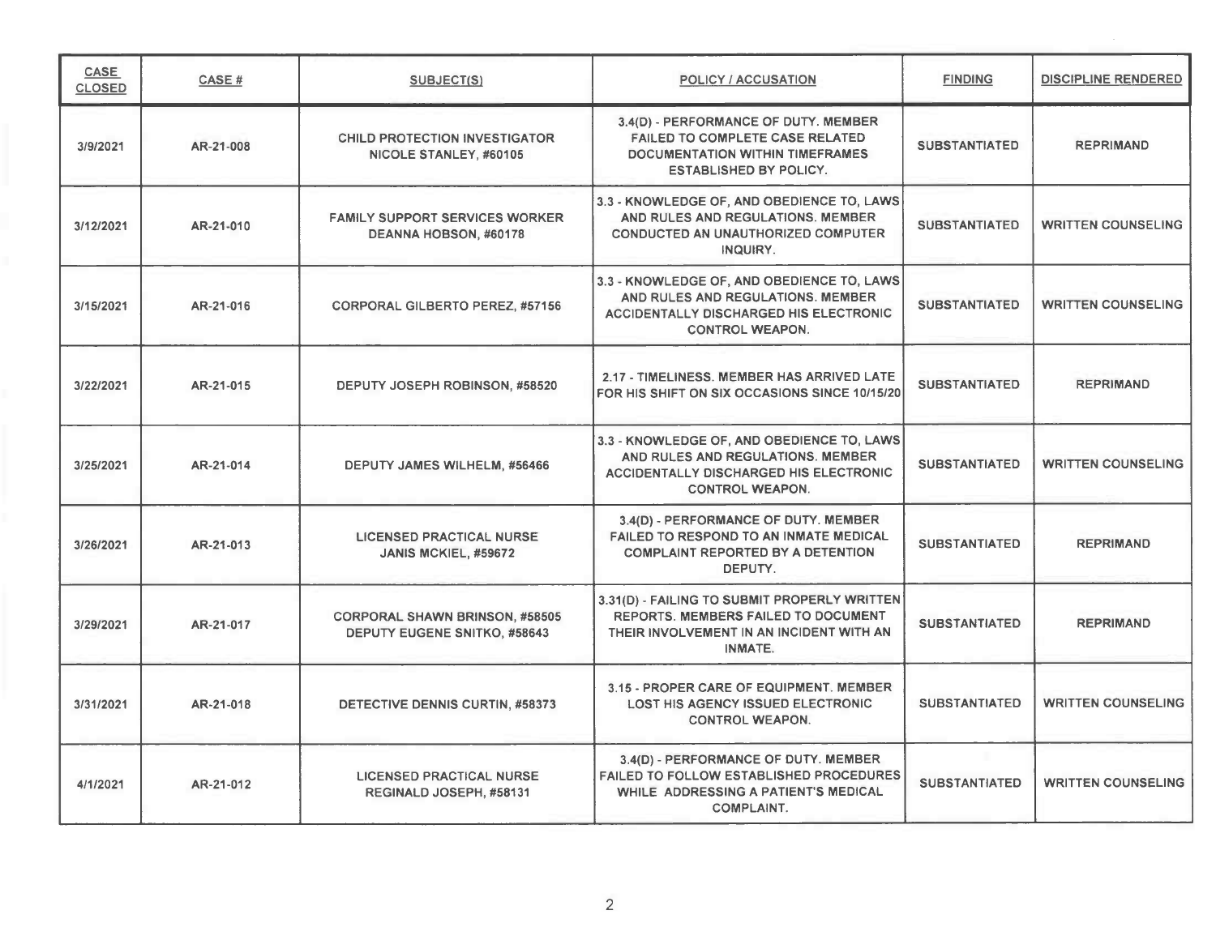| CASE CLOSED | CASE # | SUBJECT(S) | POLICY / ACCUSATION | FINDING | DISCIPLINE RENDERED |
|---|---|---|---|---|---|
| 3/9/2021 | AR-21-008 | CHILD PROTECTION INVESTIGATOR NICOLE STANLEY, #60105 | 3.4(D) - PERFORMANCE OF DUTY. MEMBER FAILED TO COMPLETE CASE RELATED DOCUMENTATION WITHIN TIMEFRAMES ESTABLISHED BY POLICY. | SUBSTANTIATED | REPRIMAND |
| 3/12/2021 | AR-21-010 | FAMILY SUPPORT SERVICES WORKER DEANNA HOBSON, #60178 | 3.3 - KNOWLEDGE OF, AND OBEDIENCE TO, LAWS AND RULES AND REGULATIONS. MEMBER CONDUCTED AN UNAUTHORIZED COMPUTER INQUIRY. | SUBSTANTIATED | WRITTEN COUNSELING |
| 3/15/2021 | AR-21-016 | CORPORAL GILBERTO PEREZ, #57156 | 3.3 - KNOWLEDGE OF, AND OBEDIENCE TO, LAWS AND RULES AND REGULATIONS. MEMBER ACCIDENTALLY DISCHARGED HIS ELECTRONIC CONTROL WEAPON. | SUBSTANTIATED | WRITTEN COUNSELING |
| 3/22/2021 | AR-21-015 | DEPUTY JOSEPH ROBINSON, #58520 | 2.17 - TIMELINESS. MEMBER HAS ARRIVED LATE FOR HIS SHIFT ON SIX OCCASIONS SINCE 10/15/20 | SUBSTANTIATED | REPRIMAND |
| 3/25/2021 | AR-21-014 | DEPUTY JAMES WILHELM, #56466 | 3.3 - KNOWLEDGE OF, AND OBEDIENCE TO, LAWS AND RULES AND REGULATIONS. MEMBER ACCIDENTALLY DISCHARGED HIS ELECTRONIC CONTROL WEAPON. | SUBSTANTIATED | WRITTEN COUNSELING |
| 3/26/2021 | AR-21-013 | LICENSED PRACTICAL NURSE JANIS MCKIEL, #59672 | 3.4(D) - PERFORMANCE OF DUTY. MEMBER FAILED TO RESPOND TO AN INMATE MEDICAL COMPLAINT REPORTED BY A DETENTION DEPUTY. | SUBSTANTIATED | REPRIMAND |
| 3/29/2021 | AR-21-017 | CORPORAL SHAWN BRINSON, #58505<br>DEPUTY EUGENE SNITKO, #58643 | 3.31(D) - FAILING TO SUBMIT PROPERLY WRITTEN REPORTS. MEMBERS FAILED TO DOCUMENT THEIR INVOLVEMENT IN AN INCIDENT WITH AN INMATE. | SUBSTANTIATED | REPRIMAND |
| 3/31/2021 | AR-21-018 | DETECTIVE DENNIS CURTIN, #58373 | 3.15 - PROPER CARE OF EQUIPMENT. MEMBER LOST HIS AGENCY ISSUED ELECTRONIC CONTROL WEAPON. | SUBSTANTIATED | WRITTEN COUNSELING |
| 4/1/2021 | AR-21-012 | LICENSED PRACTICAL NURSE REGINALD JOSEPH, #58131 | 3.4(D) - PERFORMANCE OF DUTY. MEMBER FAILED TO FOLLOW ESTABLISHED PROCEDURES WHILE ADDRESSING A PATIENT'S MEDICAL COMPLAINT. | SUBSTANTIATED | WRITTEN COUNSELING |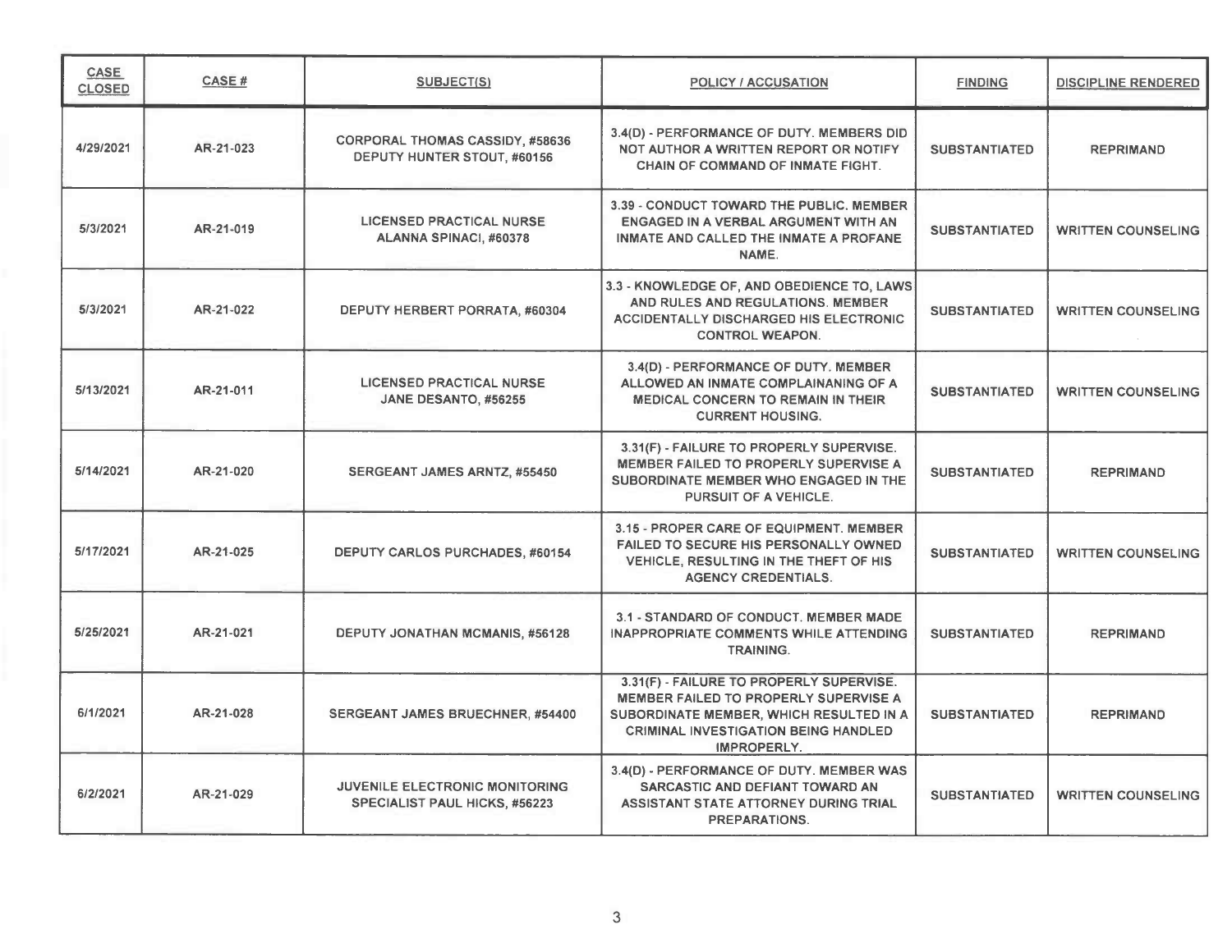| CASE CLOSED | CASE # | SUBJECT(S) | POLICY / ACCUSATION | FINDING | DISCIPLINE RENDERED |
|---|---|---|---|---|---|
| 4/29/2021 | AR-21-023 | CORPORAL THOMAS CASSIDY, #58636<br>DEPUTY HUNTER STOUT, #60156 | 3.4(D) - PERFORMANCE OF DUTY. MEMBERS DID NOT AUTHOR A WRITTEN REPORT OR NOTIFY CHAIN OF COMMAND OF INMATE FIGHT. | SUBSTANTIATED | REPRIMAND |
| 5/3/2021 | AR-21-019 | LICENSED PRACTICAL NURSE<br>ALANNA SPINACI, #60378 | 3.39 - CONDUCT TOWARD THE PUBLIC. MEMBER ENGAGED IN A VERBAL ARGUMENT WITH AN INMATE AND CALLED THE INMATE A PROFANE NAME. | SUBSTANTIATED | WRITTEN COUNSELING |
| 5/3/2021 | AR-21-022 | DEPUTY HERBERT PORRATA, #60304 | 3.3 - KNOWLEDGE OF, AND OBEDIENCE TO, LAWS AND RULES AND REGULATIONS. MEMBER ACCIDENTALLY DISCHARGED HIS ELECTRONIC CONTROL WEAPON. | SUBSTANTIATED | WRITTEN COUNSELING |
| 5/13/2021 | AR-21-011 | LICENSED PRACTICAL NURSE<br>JANE DESANTO, #56255 | 3.4(D) - PERFORMANCE OF DUTY. MEMBER ALLOWED AN INMATE COMPLAINANING OF A MEDICAL CONCERN TO REMAIN IN THEIR CURRENT HOUSING. | SUBSTANTIATED | WRITTEN COUNSELING |
| 5/14/2021 | AR-21-020 | SERGEANT JAMES ARNTZ, #55450 | 3.31(F) - FAILURE TO PROPERLY SUPERVISE. MEMBER FAILED TO PROPERLY SUPERVISE A SUBORDINATE MEMBER WHO ENGAGED IN THE PURSUIT OF A VEHICLE. | SUBSTANTIATED | REPRIMAND |
| 5/17/2021 | AR-21-025 | DEPUTY CARLOS PURCHADES, #60154 | 3.15 - PROPER CARE OF EQUIPMENT. MEMBER FAILED TO SECURE HIS PERSONALLY OWNED VEHICLE, RESULTING IN THE THEFT OF HIS AGENCY CREDENTIALS. | SUBSTANTIATED | WRITTEN COUNSELING |
| 5/25/2021 | AR-21-021 | DEPUTY JONATHAN MCMANIS, #56128 | 3.1 - STANDARD OF CONDUCT. MEMBER MADE INAPPROPRIATE COMMENTS WHILE ATTENDING TRAINING. | SUBSTANTIATED | REPRIMAND |
| 6/1/2021 | AR-21-028 | SERGEANT JAMES BRUECHNER, #54400 | 3.31(F) - FAILURE TO PROPERLY SUPERVISE. MEMBER FAILED TO PROPERLY SUPERVISE A SUBORDINATE MEMBER, WHICH RESULTED IN A CRIMINAL INVESTIGATION BEING HANDLED IMPROPERLY. | SUBSTANTIATED | REPRIMAND |
| 6/2/2021 | AR-21-029 | JUVENILE ELECTRONIC MONITORING SPECIALIST PAUL HICKS, #56223 | 3.4(D) - PERFORMANCE OF DUTY. MEMBER WAS SARCASTIC AND DEFIANT TOWARD AN ASSISTANT STATE ATTORNEY DURING TRIAL PREPARATIONS. | SUBSTANTIATED | WRITTEN COUNSELING |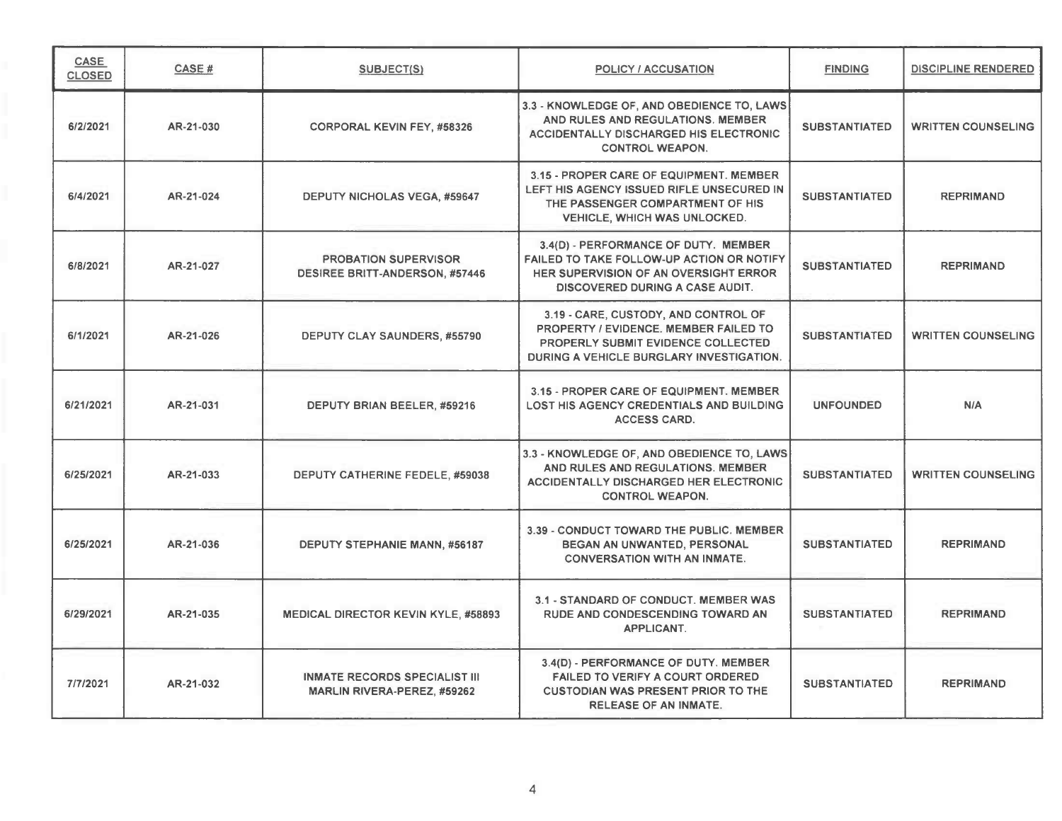| CASE CLOSED | CASE # | SUBJECT(S) | POLICY / ACCUSATION | FINDING | DISCIPLINE RENDERED |
|---|---|---|---|---|---|
| 6/2/2021 | AR-21-030 | CORPORAL KEVIN FEY, #58326 | 3.3 - KNOWLEDGE OF, AND OBEDIENCE TO, LAWS AND RULES AND REGULATIONS. MEMBER ACCIDENTALLY DISCHARGED HIS ELECTRONIC CONTROL WEAPON. | SUBSTANTIATED | WRITTEN COUNSELING |
| 6/4/2021 | AR-21-024 | DEPUTY NICHOLAS VEGA, #59647 | 3.15 - PROPER CARE OF EQUIPMENT. MEMBER LEFT HIS AGENCY ISSUED RIFLE UNSECURED IN THE PASSENGER COMPARTMENT OF HIS VEHICLE, WHICH WAS UNLOCKED. | SUBSTANTIATED | REPRIMAND |
| 6/8/2021 | AR-21-027 | PROBATION SUPERVISOR DESIREE BRITT-ANDERSON, #57446 | 3.4(D) - PERFORMANCE OF DUTY. MEMBER FAILED TO TAKE FOLLOW-UP ACTION OR NOTIFY HER SUPERVISION OF AN OVERSIGHT ERROR DISCOVERED DURING A CASE AUDIT. | SUBSTANTIATED | REPRIMAND |
| 6/1/2021 | AR-21-026 | DEPUTY CLAY SAUNDERS, #55790 | 3.19 - CARE, CUSTODY, AND CONTROL OF PROPERTY / EVIDENCE. MEMBER FAILED TO PROPERLY SUBMIT EVIDENCE COLLECTED DURING A VEHICLE BURGLARY INVESTIGATION. | SUBSTANTIATED | WRITTEN COUNSELING |
| 6/21/2021 | AR-21-031 | DEPUTY BRIAN BEELER, #59216 | 3.15 - PROPER CARE OF EQUIPMENT. MEMBER LOST HIS AGENCY CREDENTIALS AND BUILDING ACCESS CARD. | UNFOUNDED | N/A |
| 6/25/2021 | AR-21-033 | DEPUTY CATHERINE FEDELE, #59038 | 3.3 - KNOWLEDGE OF, AND OBEDIENCE TO, LAWS AND RULES AND REGULATIONS. MEMBER ACCIDENTALLY DISCHARGED HER ELECTRONIC CONTROL WEAPON. | SUBSTANTIATED | WRITTEN COUNSELING |
| 6/25/2021 | AR-21-036 | DEPUTY STEPHANIE MANN, #56187 | 3.39 - CONDUCT TOWARD THE PUBLIC. MEMBER BEGAN AN UNWANTED, PERSONAL CONVERSATION WITH AN INMATE. | SUBSTANTIATED | REPRIMAND |
| 6/29/2021 | AR-21-035 | MEDICAL DIRECTOR KEVIN KYLE, #58893 | 3.1 - STANDARD OF CONDUCT. MEMBER WAS RUDE AND CONDESCENDING TOWARD AN APPLICANT. | SUBSTANTIATED | REPRIMAND |
| 7/7/2021 | AR-21-032 | INMATE RECORDS SPECIALIST III MARLIN RIVERA-PEREZ, #59262 | 3.4(D) - PERFORMANCE OF DUTY. MEMBER FAILED TO VERIFY A COURT ORDERED CUSTODIAN WAS PRESENT PRIOR TO THE RELEASE OF AN INMATE. | SUBSTANTIATED | REPRIMAND |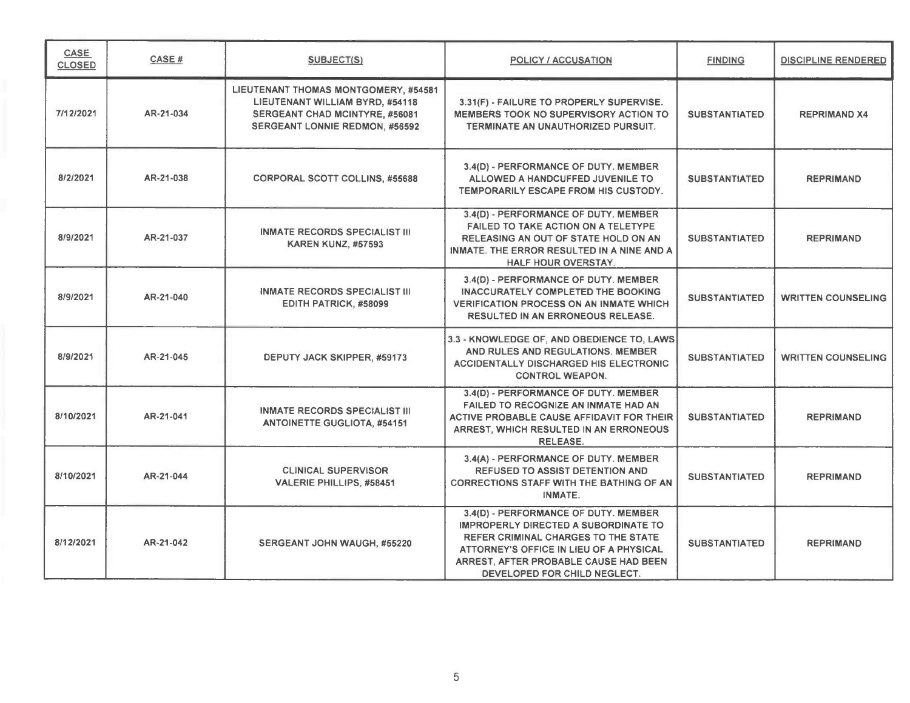| CASE CLOSED | CASE # | SUBJECT(S) | POLICY / ACCUSATION | FINDING | DISCIPLINE RENDERED |
|---|---|---|---|---|---|
| 7/12/2021 | AR-21-034 | LIEUTENANT THOMAS MONTGOMERY, #54581<br>LIEUTENANT WILLIAM BYRD, #54118<br>SERGEANT CHAD MCINTYRE, #56081<br>SERGEANT LONNIE REDMON, #56592 | 3.31(F) - FAILURE TO PROPERLY SUPERVISE. MEMBERS TOOK NO SUPERVISORY ACTION TO TERMINATE AN UNAUTHORIZED PURSUIT. | SUBSTANTIATED | REPRIMAND X4 |
| 8/2/2021 | AR-21-038 | CORPORAL SCOTT COLLINS, #55688 | 3.4(D) - PERFORMANCE OF DUTY. MEMBER ALLOWED A HANDCUFFED JUVENILE TO TEMPORARILY ESCAPE FROM HIS CUSTODY. | SUBSTANTIATED | REPRIMAND |
| 8/9/2021 | AR-21-037 | INMATE RECORDS SPECIALIST III<br>KAREN KUNZ, #57593 | 3.4(D) - PERFORMANCE OF DUTY. MEMBER FAILED TO TAKE ACTION ON A TELETYPE RELEASING AN OUT OF STATE HOLD ON AN INMATE. THE ERROR RESULTED IN A NINE AND A HALF HOUR OVERSTAY. | SUBSTANTIATED | REPRIMAND |
| 8/9/2021 | AR-21-040 | INMATE RECORDS SPECIALIST III<br>EDITH PATRICK, #58099 | 3.4(D) - PERFORMANCE OF DUTY. MEMBER INACCURATELY COMPLETED THE BOOKING VERIFICATION PROCESS ON AN INMATE WHICH RESULTED IN AN ERRONEOUS RELEASE. | SUBSTANTIATED | WRITTEN COUNSELING |
| 8/9/2021 | AR-21-045 | DEPUTY JACK SKIPPER, #59173 | 3.3 - KNOWLEDGE OF, AND OBEDIENCE TO, LAWS AND RULES AND REGULATIONS. MEMBER ACCIDENTALLY DISCHARGED HIS ELECTRONIC CONTROL WEAPON. | SUBSTANTIATED | WRITTEN COUNSELING |
| 8/10/2021 | AR-21-041 | INMATE RECORDS SPECIALIST III<br>ANTOINETTE GUGLIOTA, #54151 | 3.4(D) - PERFORMANCE OF DUTY. MEMBER FAILED TO RECOGNIZE AN INMATE HAD AN ACTIVE PROBABLE CAUSE AFFIDAVIT FOR THEIR ARREST, WHICH RESULTED IN AN ERRONEOUS RELEASE. | SUBSTANTIATED | REPRIMAND |
| 8/10/2021 | AR-21-044 | CLINICAL SUPERVISOR<br>VALERIE PHILLIPS, #58451 | 3.4(A) - PERFORMANCE OF DUTY. MEMBER REFUSED TO ASSIST DETENTION AND CORRECTIONS STAFF WITH THE BATHING OF AN INMATE. | SUBSTANTIATED | REPRIMAND |
| 8/12/2021 | AR-21-042 | SERGEANT JOHN WAUGH, #55220 | 3.4(D) - PERFORMANCE OF DUTY. MEMBER IMPROPERLY DIRECTED A SUBORDINATE TO REFER CRIMINAL CHARGES TO THE STATE ATTORNEY'S OFFICE IN LIEU OF A PHYSICAL ARREST, AFTER PROBABLE CAUSE HAD BEEN DEVELOPED FOR CHILD NEGLECT. | SUBSTANTIATED | REPRIMAND |